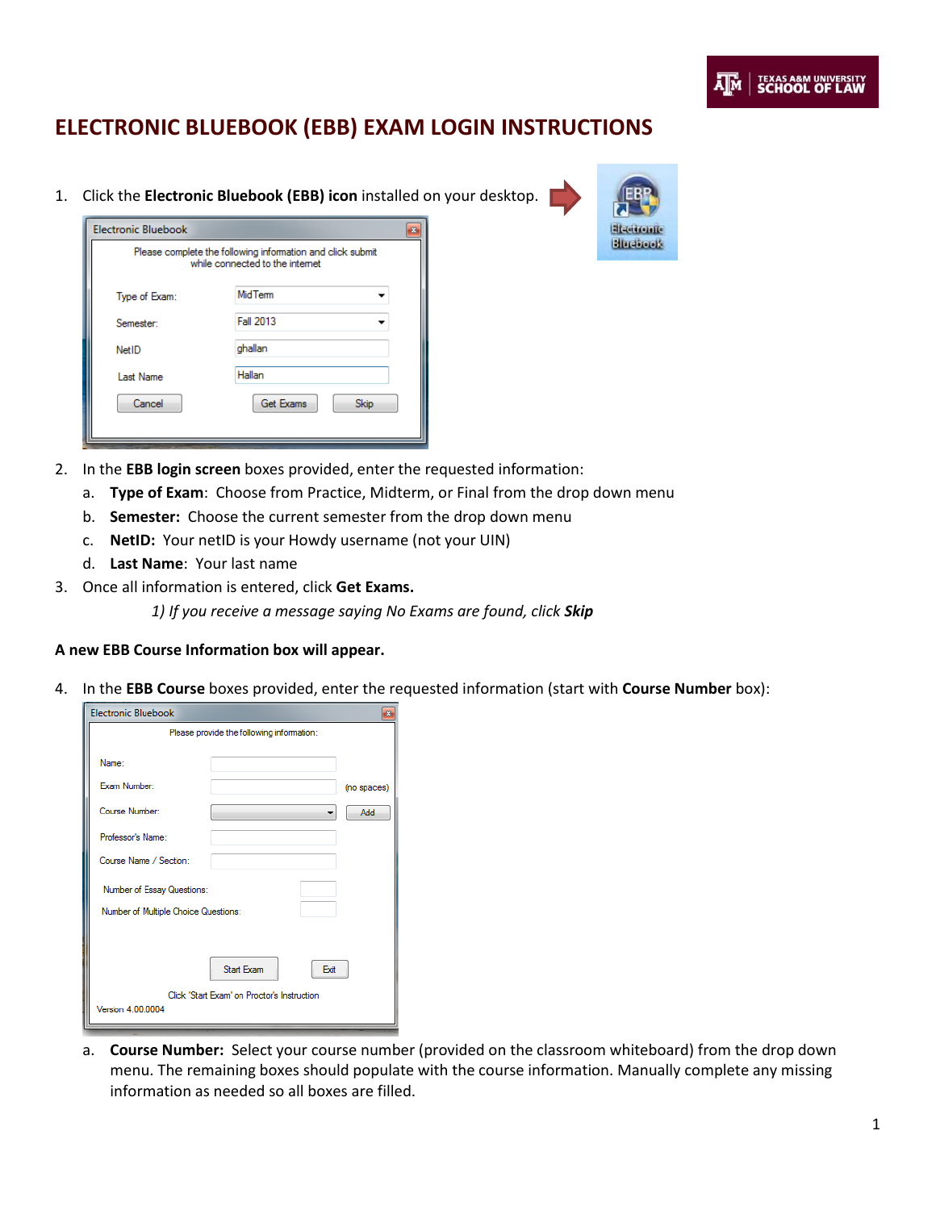# ELECTRONIC BLUEBOOK (EBB) EXAM LOGIN INSTRUCTIONS

1. Click the **Electronic Bluebook (EBB) icon** installed on your desktop.

2. In the **EBB login screen** boxes provided, enter the requested information:
   a. **Type of Exam**: Choose from Practice, Midterm, or Final from the drop down menu
   b. **Semester:** Choose the current semester from the drop down menu
   c. **NetID:** Your netID is your Howdy username (not your UIN)
   d. **Last Name**: Your last name

3. Once all information is entered, click **Get Exams.**

   *1) If you receive a message saying No Exams are found, click **Skip***

**A new EBB Course Information box will appear.**

4. In the **EBB Course** boxes provided, enter the requested information (start with **Course Number** box):

   a. **Course Number:** Select your course number (provided on the classroom whiteboard) from the drop down menu. The remaining boxes should populate with the course information. Manually complete any missing information as needed so all boxes are filled.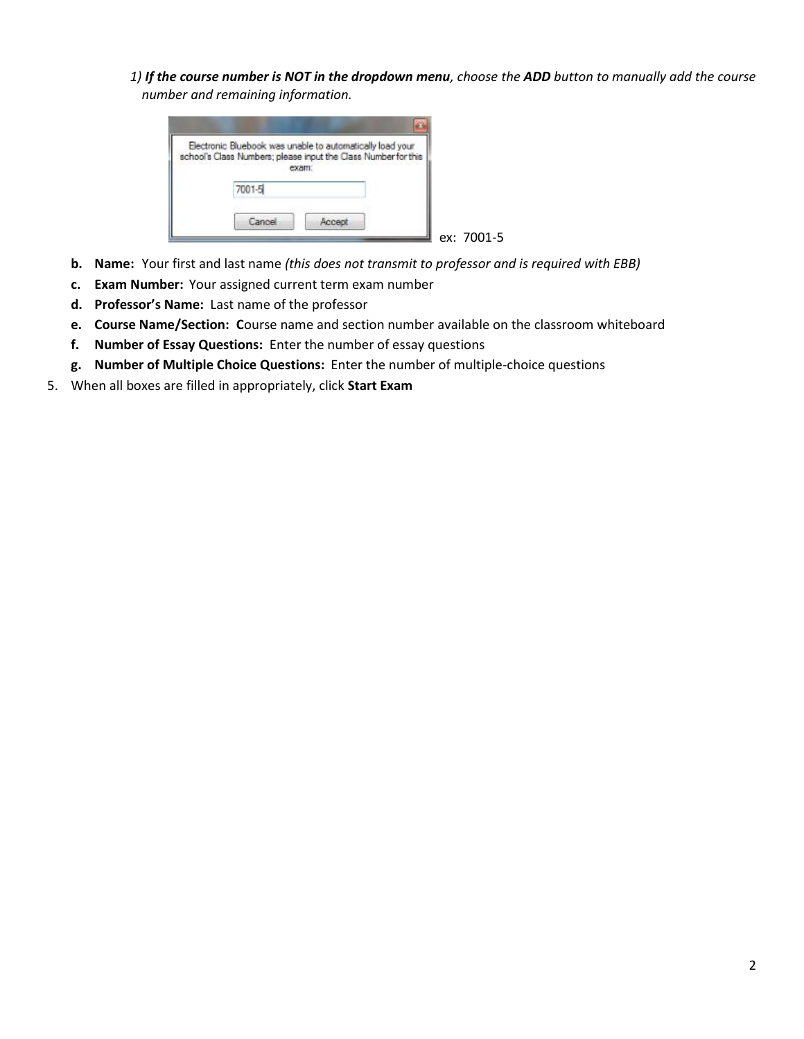1) ***If the course number is NOT in the dropdown menu**, choose the **ADD** button to manually add the course number and remaining information.*

ex: 7001-5

b. **Name:** Your first and last name *(this does not transmit to professor and is required with EBB)*
c. **Exam Number:** Your assigned current term exam number
d. **Professor's Name:** Last name of the professor
e. **Course Name/Section:** **C**ourse name and section number available on the classroom whiteboard
f. **Number of Essay Questions:** Enter the number of essay questions
g. **Number of Multiple Choice Questions:** Enter the number of multiple-choice questions

5. When all boxes are filled in appropriately, click **Start Exam**